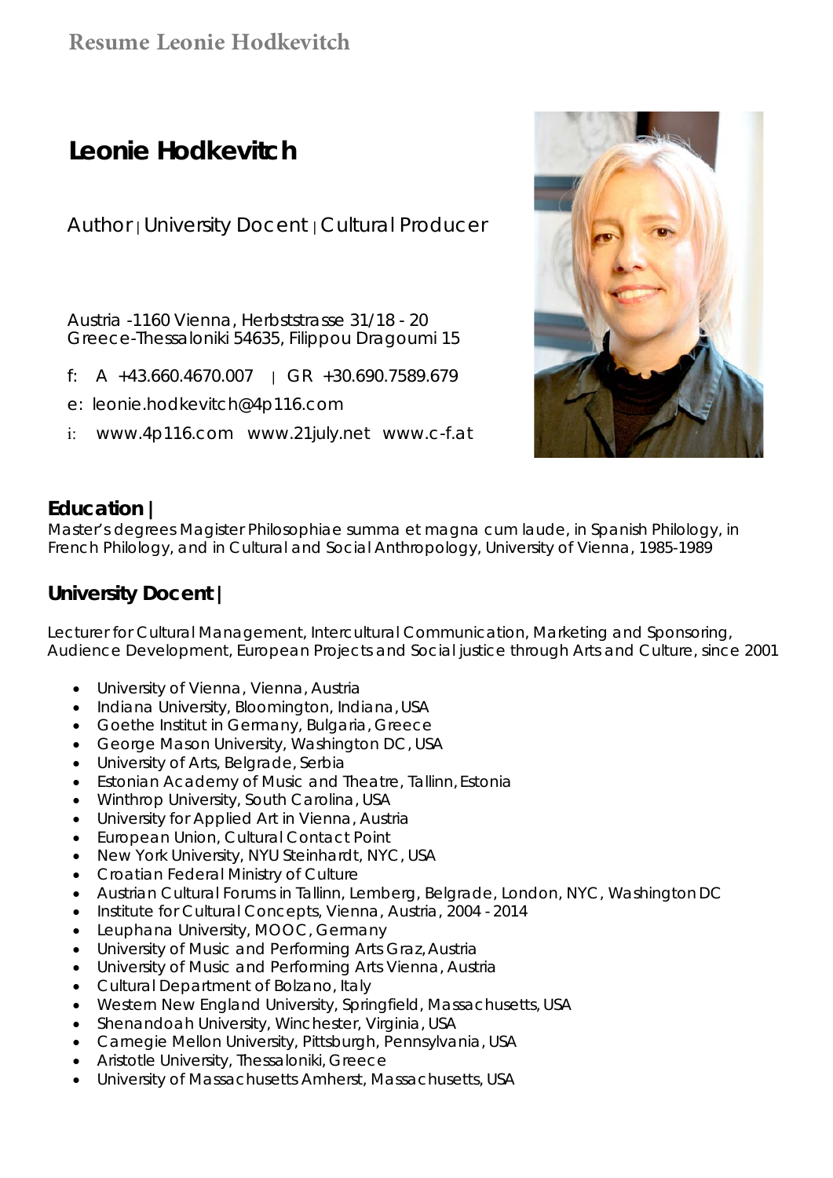**Resume Leonie Hodkevitch**

# Leonie Hodkevitch

Author | University Docent | Cultural Producer

Austria -1160 Vienna, Herbststrasse 31/18 - 20
Greece-Thessaloniki 54635, Filippou Dragoumi 15

f: A +43.660.4670.007 | GR +30.690.7589.679

e: leonie.hodkevitch@4p116.com

i: www.4p116.com www.21july.net www.c-f.at

## Education |

Master's degrees Magister Philosophiae summa et magna cum laude, in Spanish Philology, in French Philology, and in Cultural and Social Anthropology, University of Vienna, 1985-1989

## University Docent |

Lecturer for Cultural Management, Intercultural Communication, Marketing and Sponsoring, Audience Development, European Projects and Social justice through Arts and Culture, since 2001

- University of Vienna, Vienna, Austria
- Indiana University, Bloomington, Indiana, USA
- Goethe Institut in Germany, Bulgaria, Greece
- George Mason University, Washington DC, USA
- University of Arts, Belgrade, Serbia
- Estonian Academy of Music and Theatre, Tallinn, Estonia
- Winthrop University, South Carolina, USA
- University for Applied Art in Vienna, Austria
- European Union, Cultural Contact Point
- New York University, NYU Steinhardt, NYC, USA
- Croatian Federal Ministry of Culture
- Austrian Cultural Forums in Tallinn, Lemberg, Belgrade, London, NYC, Washington DC
- Institute for Cultural Concepts, Vienna, Austria, 2004 - 2014
- Leuphana University, MOOC, Germany
- University of Music and Performing Arts Graz, Austria
- University of Music and Performing Arts Vienna, Austria
- Cultural Department of Bolzano, Italy
- Western New England University, Springfield, Massachusetts, USA
- Shenandoah University, Winchester, Virginia, USA
- Carnegie Mellon University, Pittsburgh, Pennsylvania, USA
- Aristotle University, Thessaloniki, Greece
- University of Massachusetts Amherst, Massachusetts, USA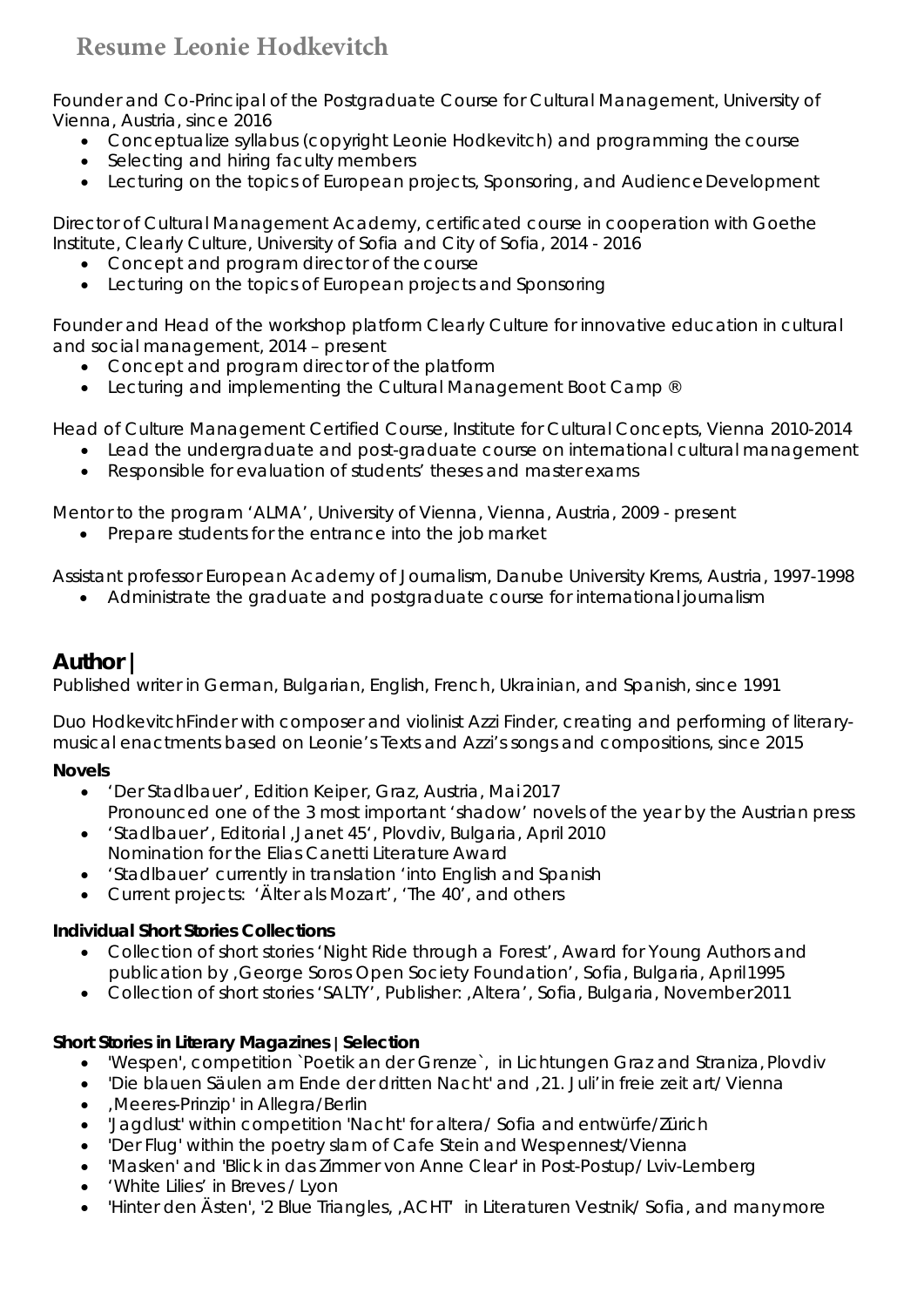# Resume Leonie Hodkevitch

Founder and Co-Principal of the Postgraduate Course for Cultural Management, University of Vienna, Austria, since 2016

- Conceptualize syllabus (copyright Leonie Hodkevitch) and programming the course
- Selecting and hiring faculty members
- Lecturing on the topics of European projects, Sponsoring, and Audience Development

Director of Cultural Management Academy, certificated course in cooperation with Goethe Institute, Clearly Culture, University of Sofia and City of Sofia, 2014 - 2016

- Concept and program director of the course
- Lecturing on the topics of European projects and Sponsoring

Founder and Head of the workshop platform Clearly Culture for innovative education in cultural and social management, 2014 – present

- Concept and program director of the platform
- Lecturing and implementing the Cultural Management Boot Camp ®

Head of Culture Management Certified Course, Institute for Cultural Concepts, Vienna 2010-2014

- Lead the undergraduate and post-graduate course on international cultural management
- Responsible for evaluation of students' theses and master exams

Mentor to the program 'ALMA', University of Vienna, Vienna, Austria, 2009 - present

- Prepare students for the entrance into the job market

Assistant professor European Academy of Journalism, Danube University Krems, Austria, 1997-1998

- Administrate the graduate and postgraduate course for international journalism

## Author |

Published writer in German, Bulgarian, English, French, Ukrainian, and Spanish, since 1991

Duo HodkevitchFinder with composer and violinist Azzi Finder, creating and performing of literary-musical enactments based on Leonie's Texts and Azzi's songs and compositions, since 2015

**Novels**

- 'Der Stadlbauer', Edition Keiper, Graz, Austria, Mai 2017
  Pronounced one of the 3 most important 'shadow' novels of the year by the Austrian press
- 'Stadlbauer', Editorial ‚Janet 45', Plovdiv, Bulgaria, April 2010
  Nomination for the Elias Canetti Literature Award
- 'Stadlbauer' currently in translation 'into English and Spanish
- Current projects: 'Älter als Mozart', 'The 40', and others

**Individual Short Stories Collections**

- Collection of short stories 'Night Ride through a Forest', Award for Young Authors and publication by ‚George Soros Open Society Foundation', Sofia, Bulgaria, April 1995
- Collection of short stories 'SALTY', Publisher: ‚Altera', Sofia, Bulgaria, November 2011

**Short Stories in Literary Magazines | Selection**

- 'Wespen', competition `Poetik an der Grenze`, in Lichtungen Graz and Straniza, Plovdiv
- 'Die blauen Säulen am Ende der dritten Nacht' and ‚21. Juli' in freie zeit art/ Vienna
- ‚Meeres-Prinzip' in Allegra/Berlin
- 'Jagdlust' within competition 'Nacht' for altera/ Sofia and entwürfe/Zürich
- 'Der Flug' within the poetry slam of Cafe Stein and Wespennest/Vienna
- 'Masken' and 'Blick in das Zimmer von Anne Clear' in Post-Postup/ Lviv-Lemberg
- 'White Lilies' in Breves / Lyon
- 'Hinter den Ästen', '2 Blue Triangles, ‚ACHT' in Literaturen Vestnik/ Sofia, and many more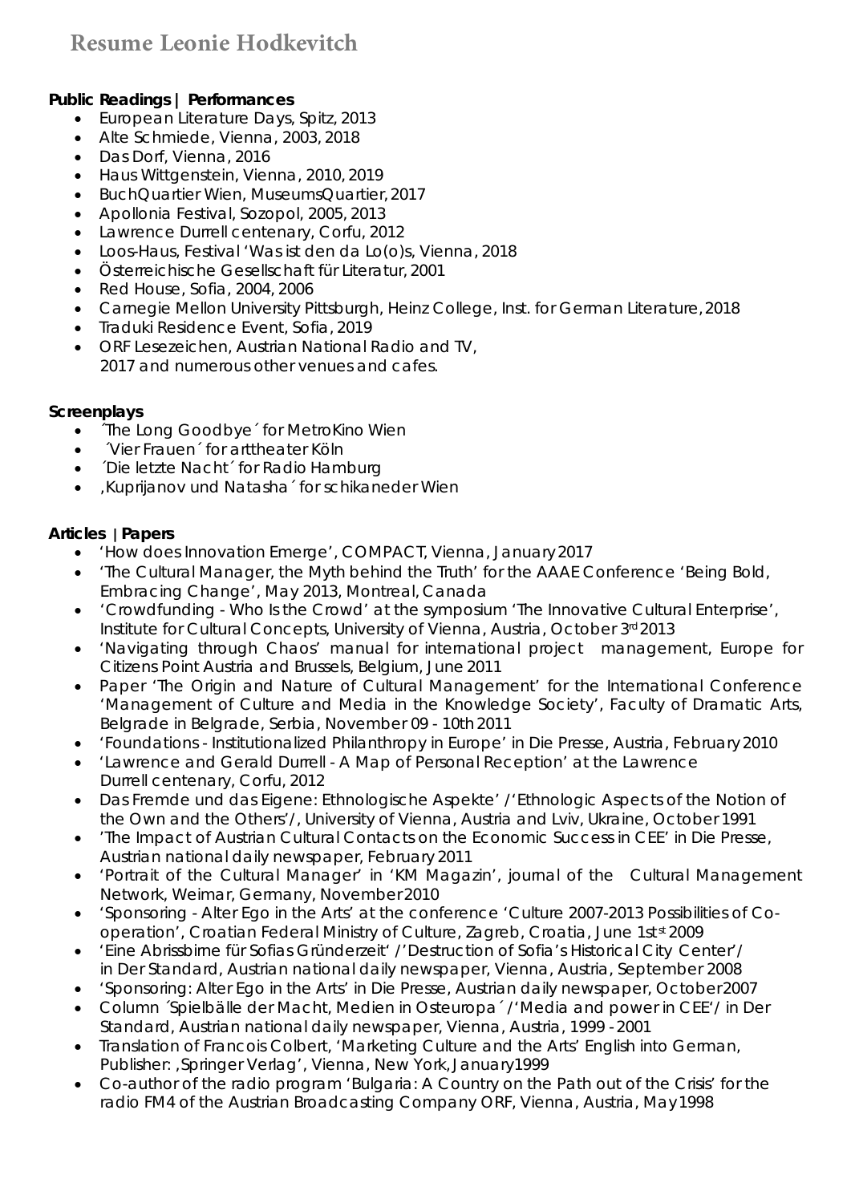# Resume Leonie Hodkevitch

**Public Readings | Performances**

- European Literature Days, Spitz, 2013
- Alte Schmiede, Vienna, 2003, 2018
- Das Dorf, Vienna, 2016
- Haus Wittgenstein, Vienna, 2010, 2019
- BuchQuartier Wien, MuseumsQuartier, 2017
- Apollonia Festival, Sozopol, 2005, 2013
- Lawrence Durrell centenary, Corfu, 2012
- Loos-Haus, Festival 'Was ist den da Lo(o)s, Vienna, 2018
- Österreichische Gesellschaft für Literatur, 2001
- Red House, Sofia, 2004, 2006
- Carnegie Mellon University Pittsburgh, Heinz College, Inst. for German Literature, 2018
- Traduki Residence Event, Sofia, 2019
- ORF Lesezeichen, Austrian National Radio and TV, 2017 and numerous other venues and cafes.

**Screenplays**

- ´The Long Goodbye´ for MetroKino Wien
- ´Vier Frauen´ for arttheater Köln
- ´Die letzte Nacht´ for Radio Hamburg
- ,Kuprijanov und Natasha´ for schikaneder Wien

**Articles | Papers**

- 'How does Innovation Emerge', COMPACT, Vienna, January 2017
- 'The Cultural Manager, the Myth behind the Truth' for the AAAE Conference 'Being Bold, Embracing Change', May 2013, Montreal, Canada
- 'Crowdfunding - Who Is the Crowd' at the symposium 'The Innovative Cultural Enterprise', Institute for Cultural Concepts, University of Vienna, Austria, October 3rd 2013
- 'Navigating through Chaos' manual for international project management, Europe for Citizens Point Austria and Brussels, Belgium, June 2011
- Paper 'The Origin and Nature of Cultural Management' for the International Conference 'Management of Culture and Media in the Knowledge Society', Faculty of Dramatic Arts, Belgrade in Belgrade, Serbia, November 09 - 10th 2011
- 'Foundations - Institutionalized Philanthropy in Europe' in Die Presse, Austria, February 2010
- 'Lawrence and Gerald Durrell - A Map of Personal Reception' at the Lawrence Durrell centenary, Corfu, 2012
- Das Fremde und das Eigene: Ethnologische Aspekte' /'Ethnologic Aspects of the Notion of the Own and the Others'/, University of Vienna, Austria and Lviv, Ukraine, October 1991
- 'The Impact of Austrian Cultural Contacts on the Economic Success in CEE' in Die Presse, Austrian national daily newspaper, February 2011
- 'Portrait of the Cultural Manager' in 'KM Magazin', journal of the Cultural Management Network, Weimar, Germany, November 2010
- 'Sponsoring - Alter Ego in the Arts' at the conference 'Culture 2007-2013 Possibilities of Co-operation', Croatian Federal Ministry of Culture, Zagreb, Croatia, June 1st 2009
- 'Eine Abrissbirne für Sofias Gründerzeit' /'Destruction of Sofia's Historical City Center'/ in Der Standard, Austrian national daily newspaper, Vienna, Austria, September 2008
- 'Sponsoring: Alter Ego in the Arts' in Die Presse, Austrian daily newspaper, October2007
- Column ´Spielbälle der Macht, Medien in Osteuropa´ /'Media and power in CEE'/ in Der Standard, Austrian national daily newspaper, Vienna, Austria, 1999 - 2001
- Translation of Francois Colbert, 'Marketing Culture and the Arts' English into German, Publisher: ,Springer Verlag', Vienna, New York, January1999
- Co-author of the radio program 'Bulgaria: A Country on the Path out of the Crisis' for the radio FM4 of the Austrian Broadcasting Company ORF, Vienna, Austria, May 1998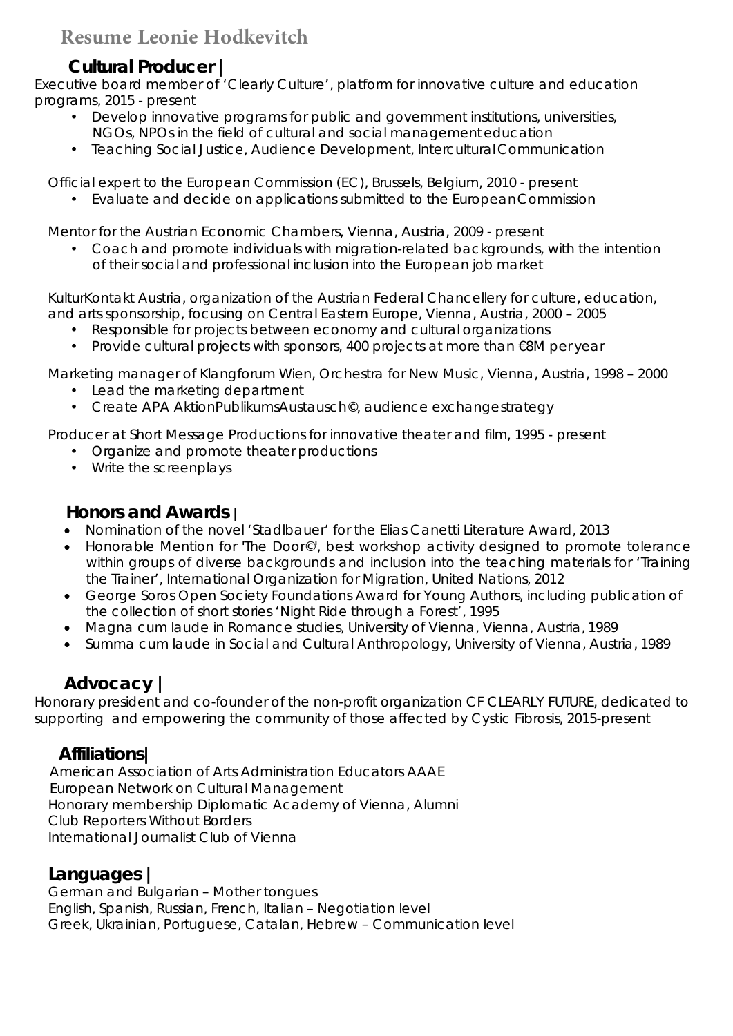# Resume Leonie Hodkevitch

## Cultural Producer |

Executive board member of 'Clearly Culture', platform for innovative culture and education programs, 2015 - present

- Develop innovative programs for public and government institutions, universities, NGOs, NPOs in the field of cultural and social management education
- Teaching Social Justice, Audience Development, Intercultural Communication

Official expert to the European Commission (EC), Brussels, Belgium, 2010 - present

- Evaluate and decide on applications submitted to the European Commission

Mentor for the Austrian Economic Chambers, Vienna, Austria, 2009 - present

- Coach and promote individuals with migration-related backgrounds, with the intention of their social and professional inclusion into the European job market

KulturKontakt Austria, organization of the Austrian Federal Chancellery for culture, education, and arts sponsorship, focusing on Central Eastern Europe, Vienna, Austria, 2000 – 2005

- Responsible for projects between economy and cultural organizations
- Provide cultural projects with sponsors, 400 projects at more than €8M per year

Marketing manager of Klangforum Wien, Orchestra for New Music, Vienna, Austria, 1998 – 2000

- Lead the marketing department
- Create APA AktionPublikumsAustausch©, audience exchange strategy

Producer at Short Message Productions for innovative theater and film, 1995 - present

- Organize and promote theater productions
- Write the screenplays

## Honors and Awards |

- Nomination of the novel 'Stadlbauer' for the Elias Canetti Literature Award, 2013
- Honorable Mention for 'The Door©', best workshop activity designed to promote tolerance within groups of diverse backgrounds and inclusion into the teaching materials for 'Training the Trainer', International Organization for Migration, United Nations, 2012
- George Soros Open Society Foundations Award for Young Authors, including publication of the collection of short stories 'Night Ride through a Forest', 1995
- Magna cum laude in Romance studies, University of Vienna, Vienna, Austria, 1989
- Summa cum laude in Social and Cultural Anthropology, University of Vienna, Austria, 1989

## Advocacy |

Honorary president and co-founder of the non-profit organization CF CLEARLY FUTURE, dedicated to supporting and empowering the community of those affected by Cystic Fibrosis, 2015-present

## Affiliations|

American Association of Arts Administration Educators AAAE
European Network on Cultural Management
Honorary membership Diplomatic Academy of Vienna, Alumni
Club Reporters Without Borders
International Journalist Club of Vienna

## Languages |

German and Bulgarian – Mother tongues
English, Spanish, Russian, French, Italian – Negotiation level
Greek, Ukrainian, Portuguese, Catalan, Hebrew – Communication level